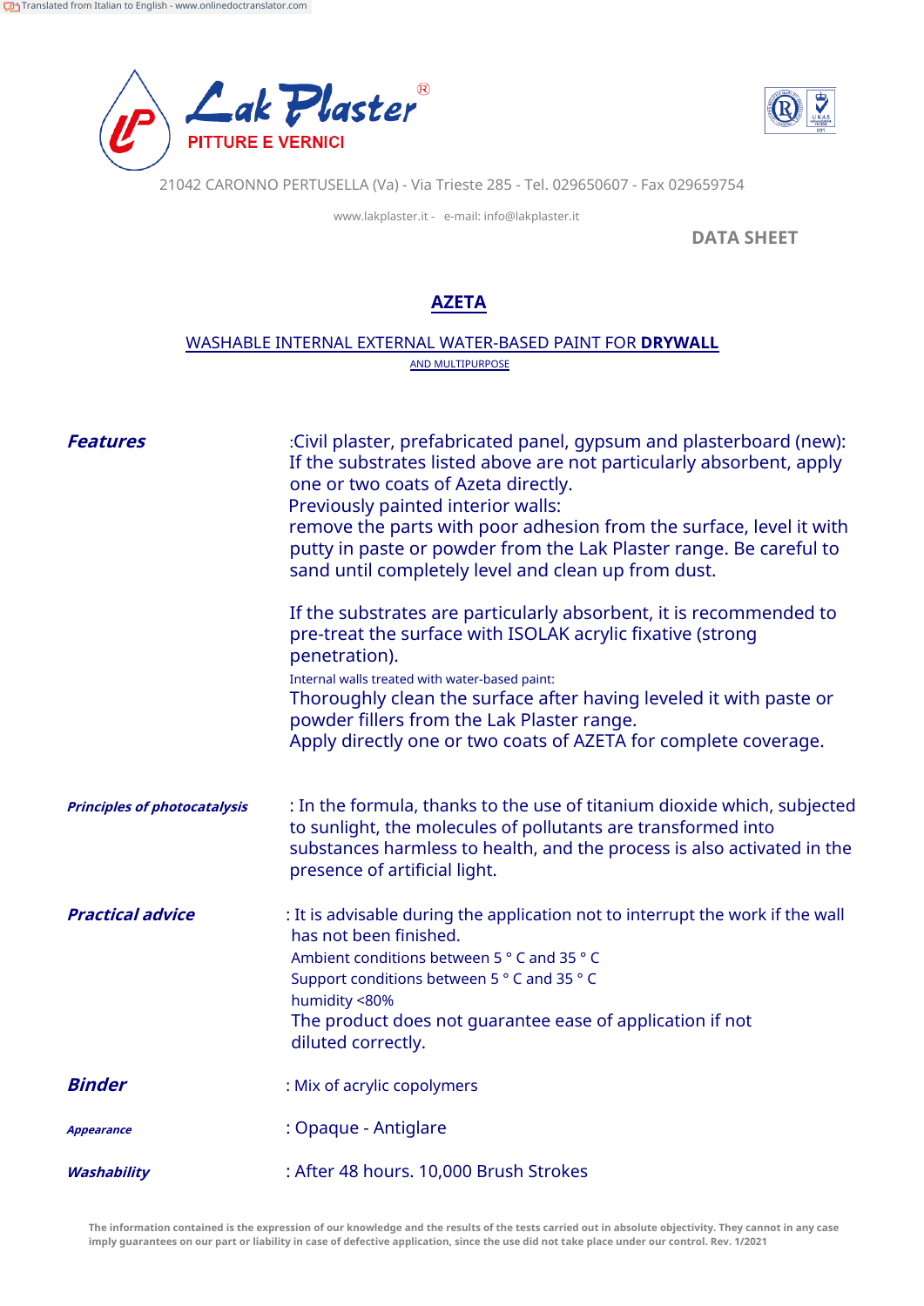Translated from Italian to English - www.onlinedoctranslator.com

**Lak Plaster®**
**PITTURE E VERNICI**

21042 CARONNO PERTUSELLA (Va) - Via Trieste 285 - Tel. 029650607 - Fax 029659754

www.lakplaster.it - e-mail: info@lakplaster.it

**DATA SHEET**

# AZETA

## WASHABLE INTERNAL EXTERNAL WATER-BASED PAINT FOR **DRYWALL**

AND MULTIPURPOSE

***Features***

:Civil plaster, prefabricated panel, gypsum and plasterboard (new):
If the substrates listed above are not particularly absorbent, apply one or two coats of Azeta directly.
Previously painted interior walls:
remove the parts with poor adhesion from the surface, level it with putty in paste or powder from the Lak Plaster range. Be careful to sand until completely level and clean up from dust.

If the substrates are particularly absorbent, it is recommended to pre-treat the surface with ISOLAK acrylic fixative (strong penetration).
Internal walls treated with water-based paint:
Thoroughly clean the surface after having leveled it with paste or powder fillers from the Lak Plaster range.
Apply directly one or two coats of AZETA for complete coverage.

***Principles of photocatalysis***

: In the formula, thanks to the use of titanium dioxide which, subjected to sunlight, the molecules of pollutants are transformed into substances harmless to health, and the process is also activated in the presence of artificial light.

***Practical advice***

: It is advisable during the application not to interrupt the work if the wall has not been finished.
Ambient conditions between 5 ° C and 35 ° C
Support conditions between 5 ° C and 35 ° C
humidity <80%
The product does not guarantee ease of application if not diluted correctly.

***Binder*** : Mix of acrylic copolymers

***Appearance*** : Opaque - Antiglare

***Washability*** : After 48 hours. 10,000 Brush Strokes

**The information contained is the expression of our knowledge and the results of the tests carried out in absolute objectivity. They cannot in any case imply guarantees on our part or liability in case of defective application, since the use did not take place under our control. Rev. 1/2021**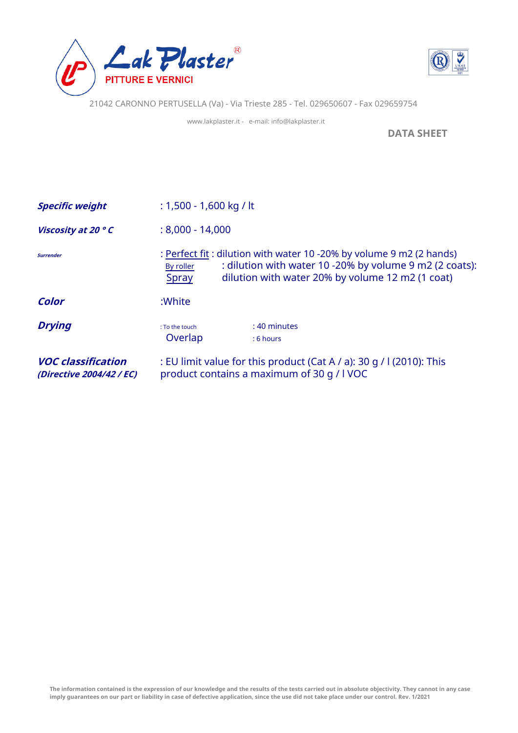Lak Plaster®

PITTURE E VERNICI

21042 CARONNO PERTUSELLA (Va) - Via Trieste 285 - Tel. 029650607 - Fax 029659754

www.lakplaster.it - e-mail: info@lakplaster.it

**DATA SHEET**

| | |
|---|---|
| ***Specific weight*** | : 1,500 - 1,600 kg / lt |
| ***Viscosity at 20 ° C*** | : 8,000 - 14,000 |
| ***Surrender*** | : Perfect fit : dilution with water 10 -20% by volume 9 m2 (2 hands)<br>By roller : dilution with water 10 -20% by volume 9 m2 (2 coats):<br>Spray dilution with water 20% by volume 12 m2 (1 coat) |
| ***Color*** | :White |
| ***Drying*** | : To the touch : 40 minutes<br>Overlap : 6 hours |
| ***VOC classification (Directive 2004/42 / EC)*** | : EU limit value for this product (Cat A / a): 30 g / l (2010): This product contains a maximum of 30 g / l VOC |

**The information contained is the expression of our knowledge and the results of the tests carried out in absolute objectivity. They cannot in any case imply guarantees on our part or liability in case of defective application, since the use did not take place under our control. Rev. 1/2021**